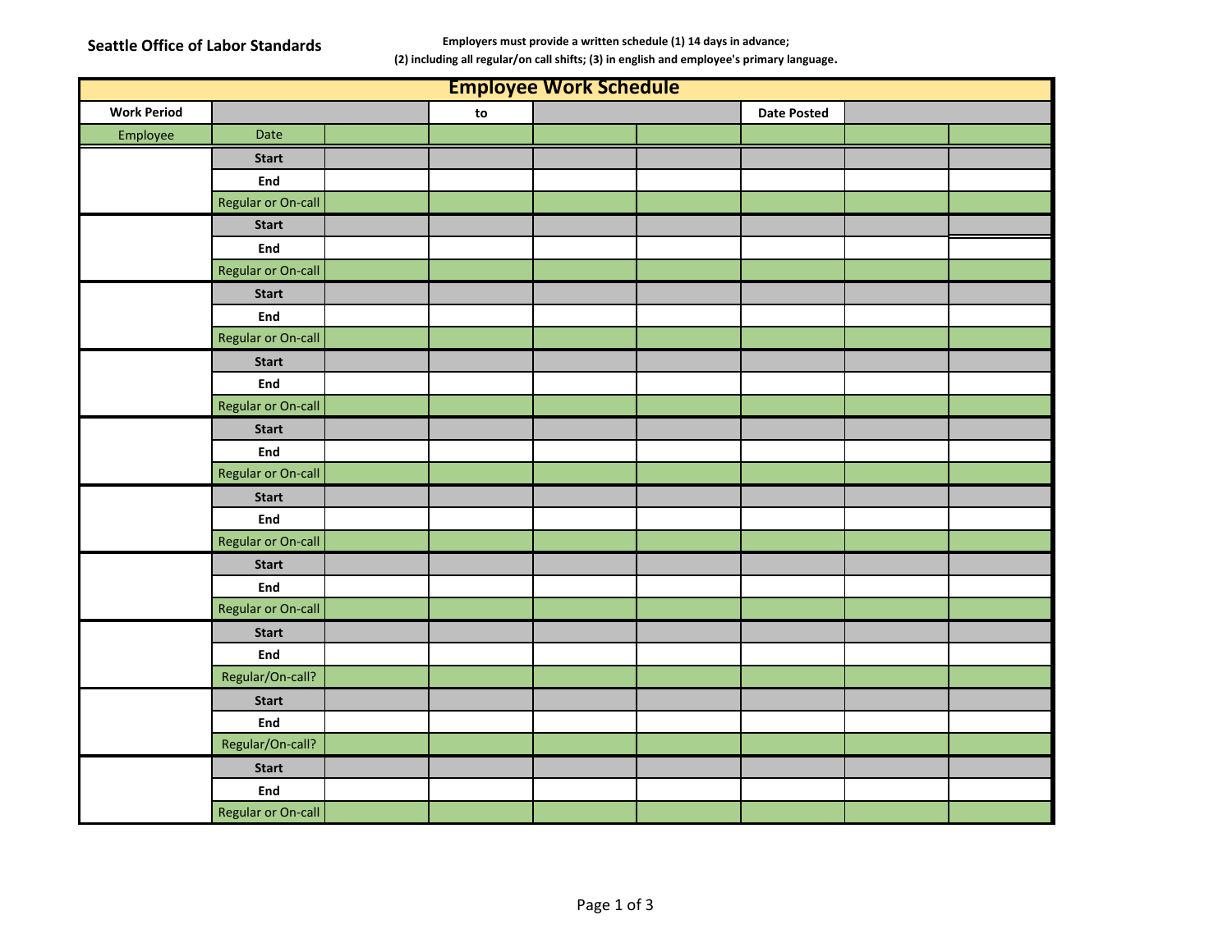**Seattle Office of Labor Standards**

**Employers must provide a written schedule (1) 14 days in advance; (2) including all regular/on call shifts; (3) in english and employee's primary language.**

| Employee Work Schedule | | | | | | | | |
|---|---|---|---|---|---|---|---|---|
| **Work Period** | | | **to** | | | **Date Posted** | | |
| Employee | Date | | | | | | | |
| | **Start** | | | | | | | |
| | **End** | | | | | | | |
| | Regular or On-call | | | | | | | |
| | **Start** | | | | | | | |
| | **End** | | | | | | | |
| | Regular or On-call | | | | | | | |
| | **Start** | | | | | | | |
| | **End** | | | | | | | |
| | Regular or On-call | | | | | | | |
| | **Start** | | | | | | | |
| | **End** | | | | | | | |
| | Regular or On-call | | | | | | | |
| | **Start** | | | | | | | |
| | **End** | | | | | | | |
| | Regular or On-call | | | | | | | |
| | **Start** | | | | | | | |
| | **End** | | | | | | | |
| | Regular or On-call | | | | | | | |
| | **Start** | | | | | | | |
| | **End** | | | | | | | |
| | Regular or On-call | | | | | | | |
| | **Start** | | | | | | | |
| | **End** | | | | | | | |
| | Regular/On-call? | | | | | | | |
| | **Start** | | | | | | | |
| | **End** | | | | | | | |
| | Regular/On-call? | | | | | | | |
| | **Start** | | | | | | | |
| | **End** | | | | | | | |
| | Regular or On-call | | | | | | | |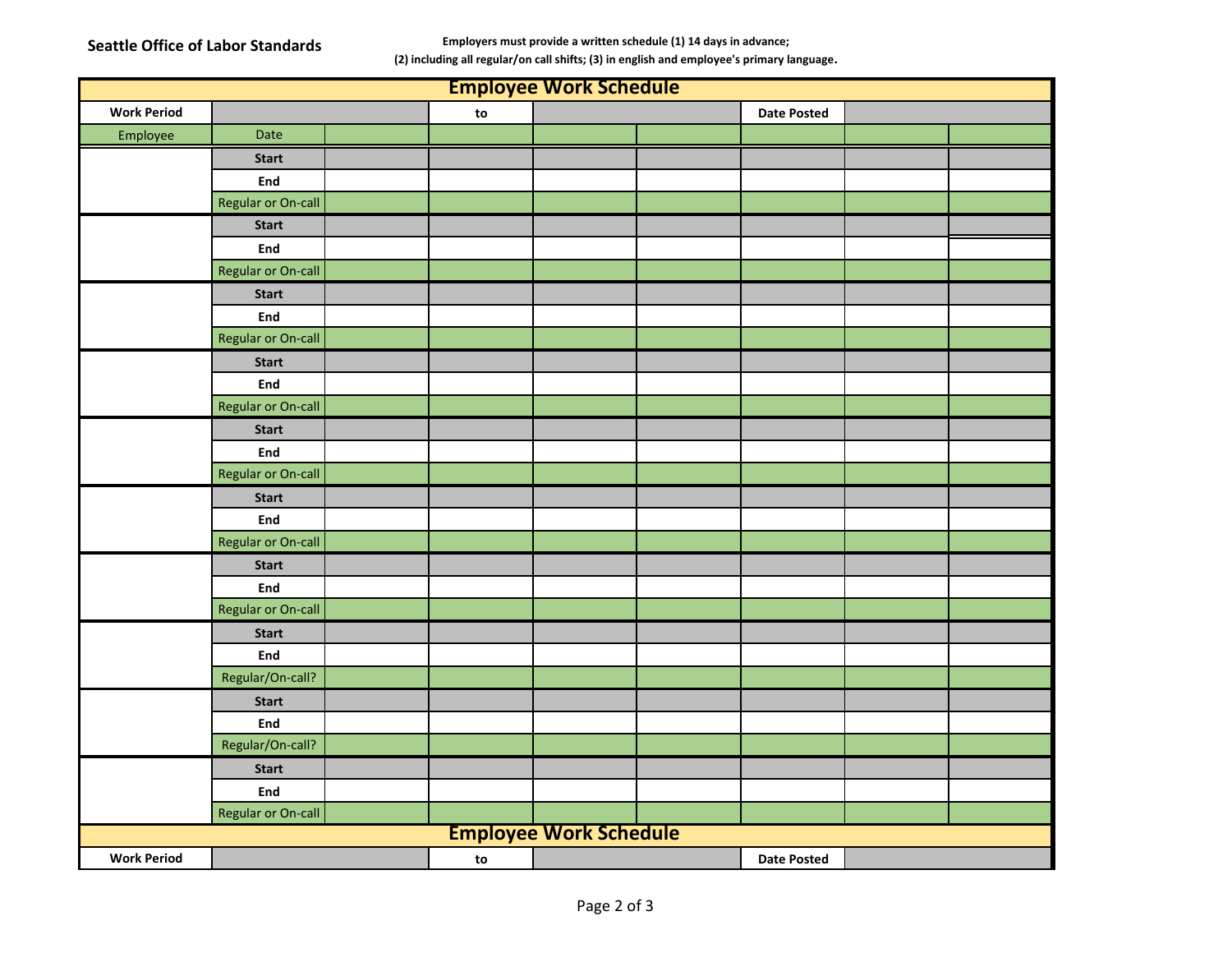**Seattle Office of Labor Standards**

**Employers must provide a written schedule (1) 14 days in advance;**
**(2) including all regular/on call shifts; (3) in english and employee's primary language.**

## Employee Work Schedule

| **Work Period** | | | **to** | | | **Date Posted** | | |
|---|---|---|---|---|---|---|---|---|
| Employee | Date | | | | | | | |
| | **Start** | | | | | | | |
| | **End** | | | | | | | |
| | Regular or On-call | | | | | | | |
| | **Start** | | | | | | | |
| | **End** | | | | | | | |
| | Regular or On-call | | | | | | | |
| | **Start** | | | | | | | |
| | **End** | | | | | | | |
| | Regular or On-call | | | | | | | |
| | **Start** | | | | | | | |
| | **End** | | | | | | | |
| | Regular or On-call | | | | | | | |
| | **Start** | | | | | | | |
| | **End** | | | | | | | |
| | Regular or On-call | | | | | | | |
| | **Start** | | | | | | | |
| | **End** | | | | | | | |
| | Regular or On-call | | | | | | | |
| | **Start** | | | | | | | |
| | **End** | | | | | | | |
| | Regular or On-call | | | | | | | |
| | **Start** | | | | | | | |
| | **End** | | | | | | | |
| | Regular/On-call? | | | | | | | |
| | **Start** | | | | | | | |
| | **End** | | | | | | | |
| | Regular/On-call? | | | | | | | |
| | **Start** | | | | | | | |
| | **End** | | | | | | | |
| | Regular or On-call | | | | | | | |

## Employee Work Schedule

| **Work Period** | | **to** | | **Date Posted** | |
|---|---|---|---|---|---|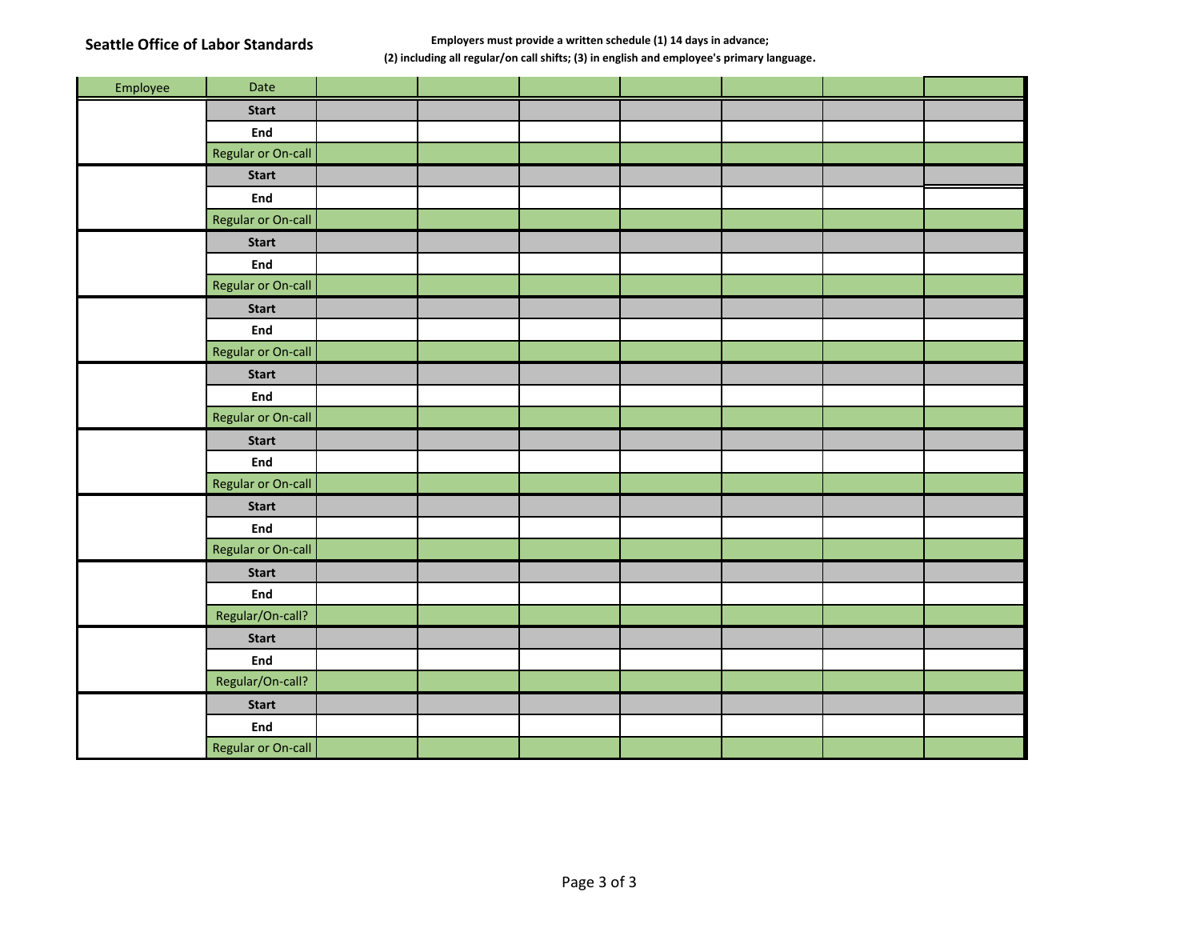**Seattle Office of Labor Standards**

**Employers must provide a written schedule (1) 14 days in advance;**
**(2) including all regular/on call shifts; (3) in english and employee's primary language.**

| Employee | Date | | | | | | |
|---|---|---|---|---|---|---|---|
| | **Start** | | | | | | |
| | **End** | | | | | | |
| | Regular or On-call | | | | | | |
| | **Start** | | | | | | |
| | **End** | | | | | | |
| | Regular or On-call | | | | | | |
| | **Start** | | | | | | |
| | **End** | | | | | | |
| | Regular or On-call | | | | | | |
| | **Start** | | | | | | |
| | **End** | | | | | | |
| | Regular or On-call | | | | | | |
| | **Start** | | | | | | |
| | **End** | | | | | | |
| | Regular or On-call | | | | | | |
| | **Start** | | | | | | |
| | **End** | | | | | | |
| | Regular or On-call | | | | | | |
| | **Start** | | | | | | |
| | **End** | | | | | | |
| | Regular or On-call | | | | | | |
| | **Start** | | | | | | |
| | **End** | | | | | | |
| | Regular/On-call? | | | | | | |
| | **Start** | | | | | | |
| | **End** | | | | | | |
| | Regular/On-call? | | | | | | |
| | **Start** | | | | | | |
| | **End** | | | | | | |
| | Regular or On-call | | | | | | |